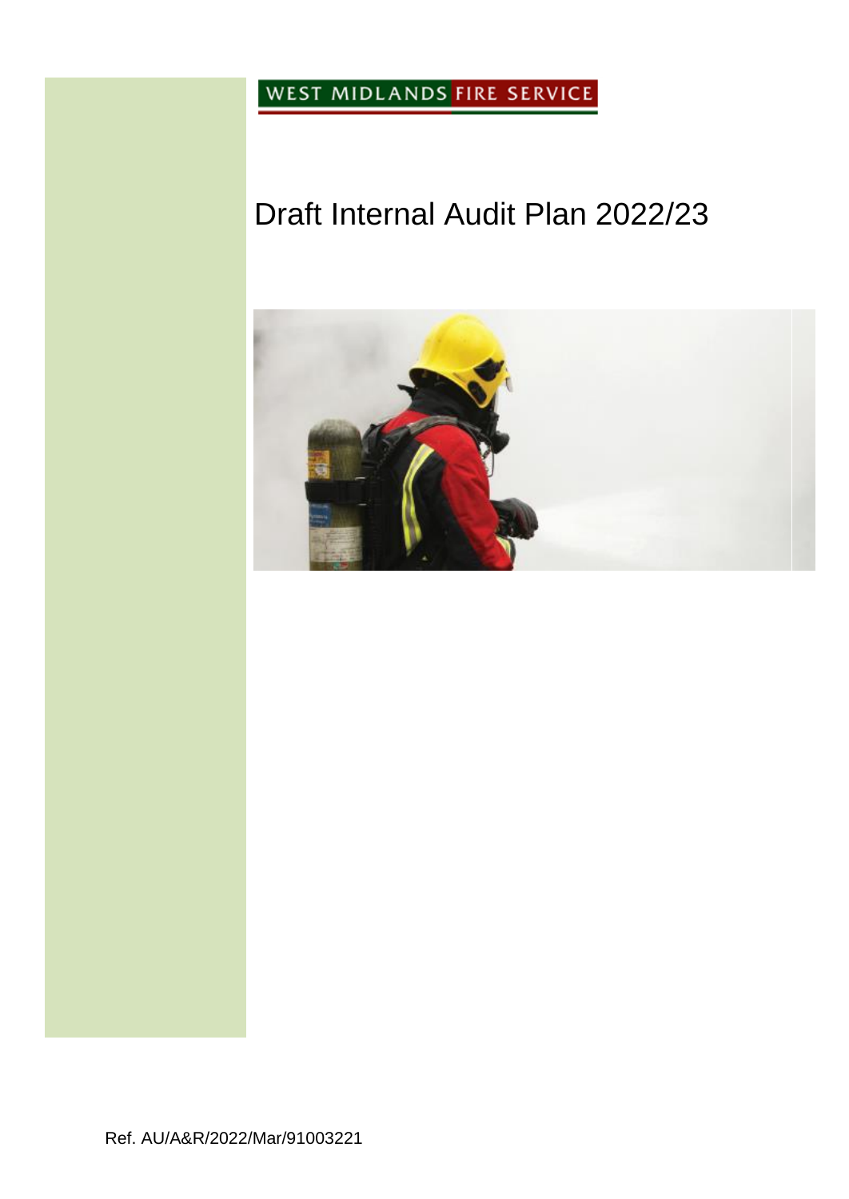WEST MIDLANDS FIRE SERVICE

# Draft Internal Audit Plan 2022/23

Ref. AU/A&R/2022/Mar/91003221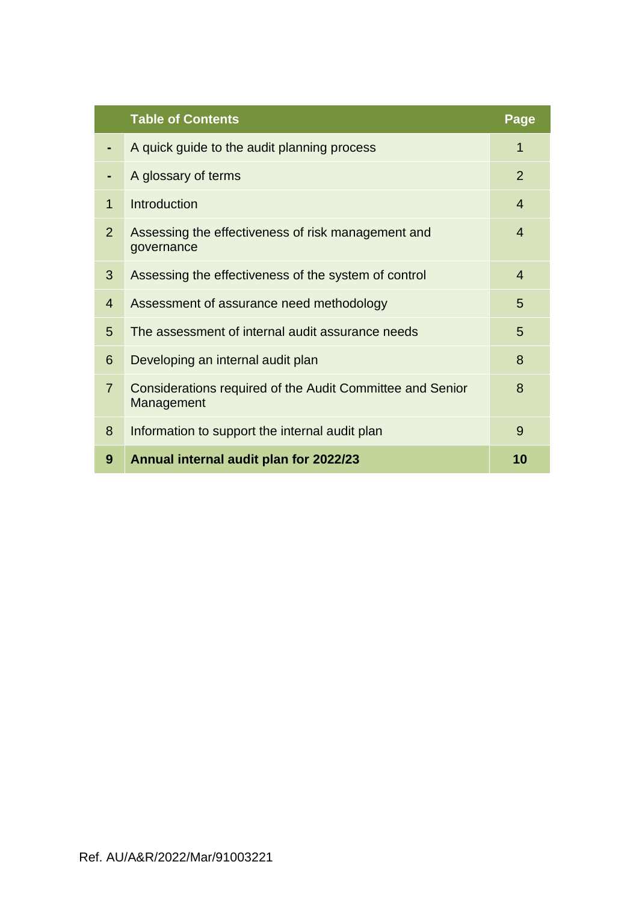|   | Table of Contents | Page |
|---|---|---|
| - | A quick guide to the audit planning process | 1 |
| - | A glossary of terms | 2 |
| 1 | Introduction | 4 |
| 2 | Assessing the effectiveness of risk management and governance | 4 |
| 3 | Assessing the effectiveness of the system of control | 4 |
| 4 | Assessment of assurance need methodology | 5 |
| 5 | The assessment of internal audit assurance needs | 5 |
| 6 | Developing an internal audit plan | 8 |
| 7 | Considerations required of the Audit Committee and Senior Management | 8 |
| 8 | Information to support the internal audit plan | 9 |
| **9** | **Annual internal audit plan for 2022/23** | **10** |

Ref. AU/A&R/2022/Mar/91003221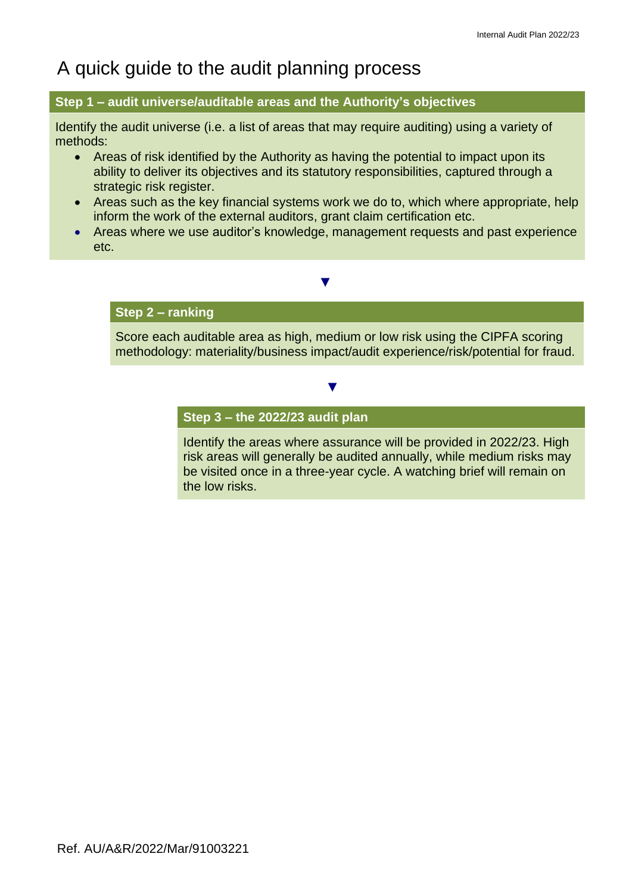# A quick guide to the audit planning process

## Step 1 – audit universe/auditable areas and the Authority's objectives

Identify the audit universe (i.e. a list of areas that may require auditing) using a variety of methods:

- Areas of risk identified by the Authority as having the potential to impact upon its ability to deliver its objectives and its statutory responsibilities, captured through a strategic risk register.
- Areas such as the key financial systems work we do to, which where appropriate, help inform the work of the external auditors, grant claim certification etc.
- Areas where we use auditor's knowledge, management requests and past experience etc.

▼

## Step 2 – ranking

Score each auditable area as high, medium or low risk using the CIPFA scoring methodology: materiality/business impact/audit experience/risk/potential for fraud.

▼

## Step 3 – the 2022/23 audit plan

Identify the areas where assurance will be provided in 2022/23. High risk areas will generally be audited annually, while medium risks may be visited once in a three-year cycle. A watching brief will remain on the low risks.

Ref. AU/A&R/2022/Mar/91003221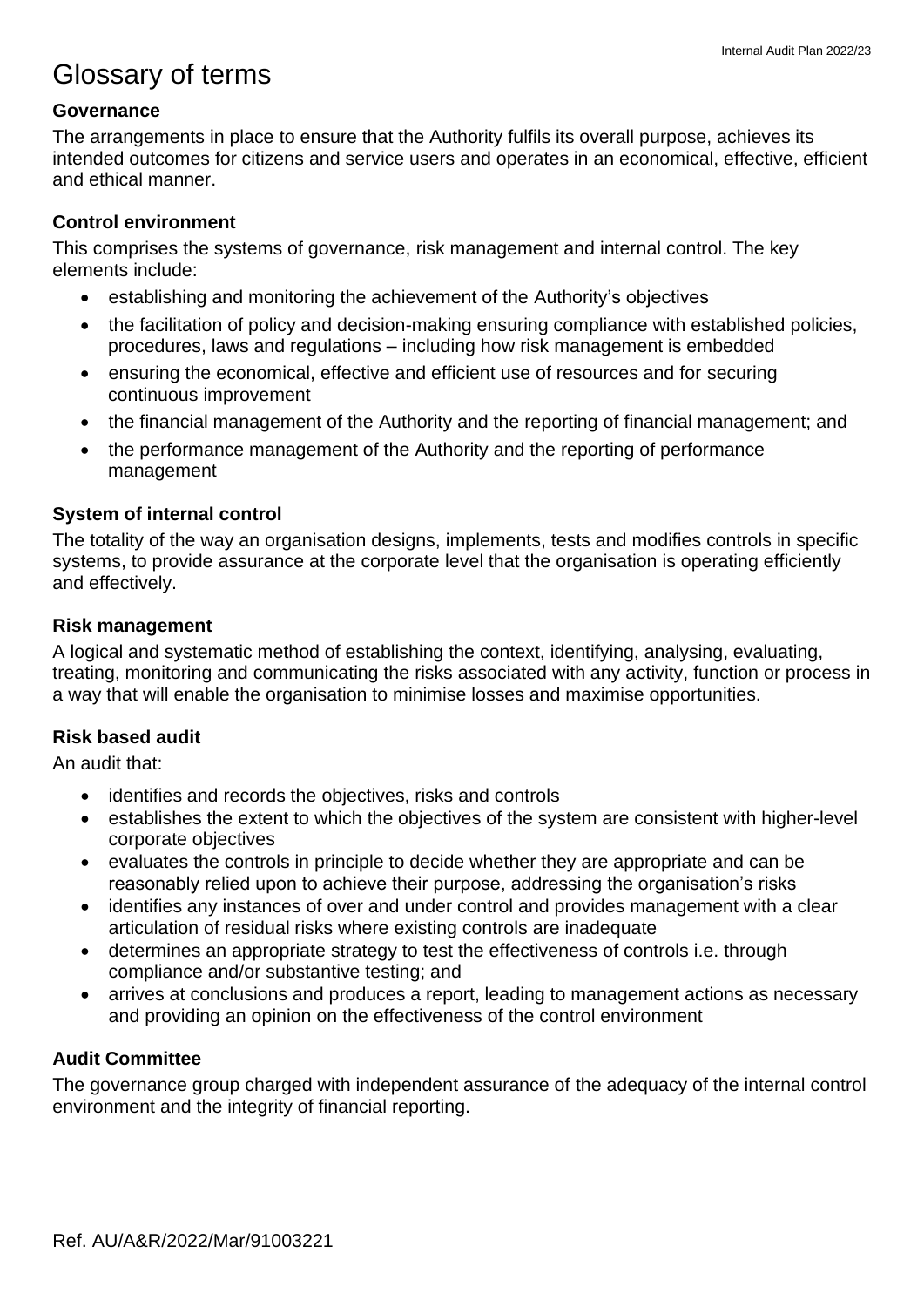# Glossary of terms

### Governance

The arrangements in place to ensure that the Authority fulfils its overall purpose, achieves its intended outcomes for citizens and service users and operates in an economical, effective, efficient and ethical manner.

### Control environment

This comprises the systems of governance, risk management and internal control. The key elements include:

- establishing and monitoring the achievement of the Authority's objectives
- the facilitation of policy and decision-making ensuring compliance with established policies, procedures, laws and regulations – including how risk management is embedded
- ensuring the economical, effective and efficient use of resources and for securing continuous improvement
- the financial management of the Authority and the reporting of financial management; and
- the performance management of the Authority and the reporting of performance management

### System of internal control

The totality of the way an organisation designs, implements, tests and modifies controls in specific systems, to provide assurance at the corporate level that the organisation is operating efficiently and effectively.

### Risk management

A logical and systematic method of establishing the context, identifying, analysing, evaluating, treating, monitoring and communicating the risks associated with any activity, function or process in a way that will enable the organisation to minimise losses and maximise opportunities.

### Risk based audit

An audit that:

- identifies and records the objectives, risks and controls
- establishes the extent to which the objectives of the system are consistent with higher-level corporate objectives
- evaluates the controls in principle to decide whether they are appropriate and can be reasonably relied upon to achieve their purpose, addressing the organisation's risks
- identifies any instances of over and under control and provides management with a clear articulation of residual risks where existing controls are inadequate
- determines an appropriate strategy to test the effectiveness of controls i.e. through compliance and/or substantive testing; and
- arrives at conclusions and produces a report, leading to management actions as necessary and providing an opinion on the effectiveness of the control environment

### Audit Committee

The governance group charged with independent assurance of the adequacy of the internal control environment and the integrity of financial reporting.

Ref. AU/A&R/2022/Mar/91003221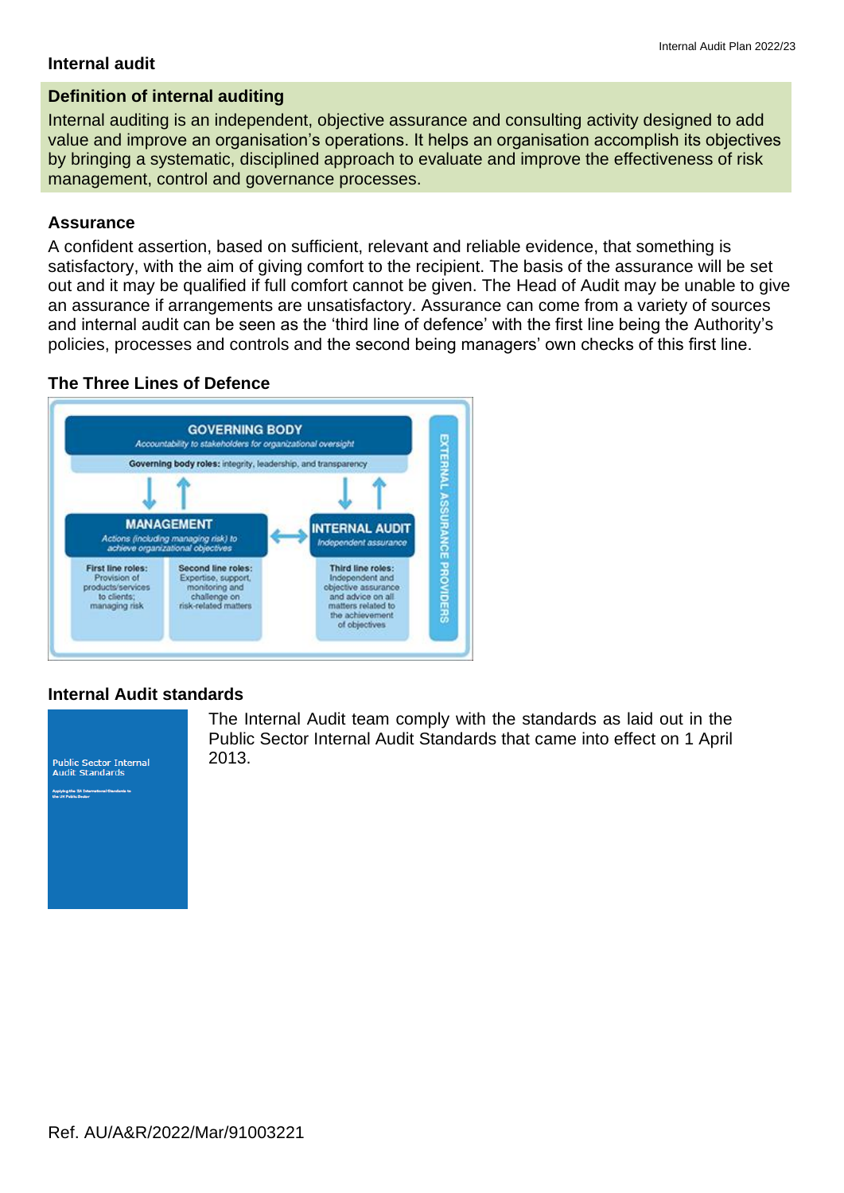## Internal audit

### Definition of internal auditing

Internal auditing is an independent, objective assurance and consulting activity designed to add value and improve an organisation's operations. It helps an organisation accomplish its objectives by bringing a systematic, disciplined approach to evaluate and improve the effectiveness of risk management, control and governance processes.

### Assurance

A confident assertion, based on sufficient, relevant and reliable evidence, that something is satisfactory, with the aim of giving comfort to the recipient. The basis of the assurance will be set out and it may be qualified if full comfort cannot be given. The Head of Audit may be unable to give an assurance if arrangements are unsatisfactory. Assurance can come from a variety of sources and internal audit can be seen as the 'third line of defence' with the first line being the Authority's policies, processes and controls and the second being managers' own checks of this first line.

### The Three Lines of Defence

**GOVERNING BODY**
*Accountability to stakeholders for organizational oversight*
**Governing body roles:** integrity, leadership, and transparency

**MANAGEMENT**
*Actions (including managing risk) to achieve organizational objectives*

- **First line roles:** Provision of products/services to clients; managing risk
- **Second line roles:** Expertise, support, monitoring and challenge on risk-related matters

**INTERNAL AUDIT**
*Independent assurance*

- **Third line roles:** Independent and objective assurance and advice on all matters related to the achievement of objectives

**EXTERNAL ASSURANCE PROVIDERS**

### Internal Audit standards

Public Sector Internal Audit Standards

Applying the IIA International Standards to the UK Public Sector

The Internal Audit team comply with the standards as laid out in the Public Sector Internal Audit Standards that came into effect on 1 April 2013.

Ref. AU/A&R/2022/Mar/91003221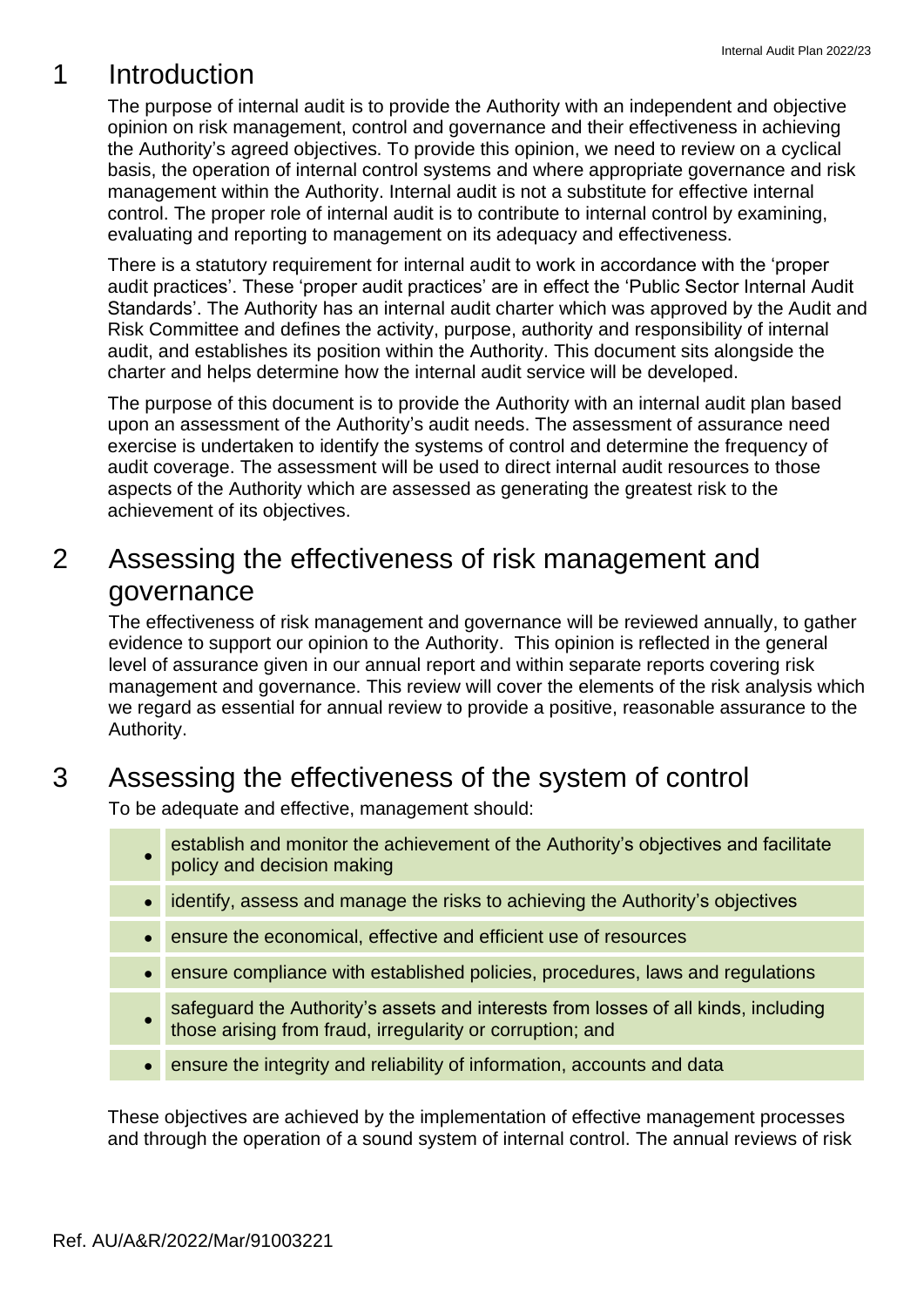# 1 Introduction

The purpose of internal audit is to provide the Authority with an independent and objective opinion on risk management, control and governance and their effectiveness in achieving the Authority's agreed objectives. To provide this opinion, we need to review on a cyclical basis, the operation of internal control systems and where appropriate governance and risk management within the Authority. Internal audit is not a substitute for effective internal control. The proper role of internal audit is to contribute to internal control by examining, evaluating and reporting to management on its adequacy and effectiveness.

There is a statutory requirement for internal audit to work in accordance with the 'proper audit practices'. These 'proper audit practices' are in effect the 'Public Sector Internal Audit Standards'. The Authority has an internal audit charter which was approved by the Audit and Risk Committee and defines the activity, purpose, authority and responsibility of internal audit, and establishes its position within the Authority. This document sits alongside the charter and helps determine how the internal audit service will be developed.

The purpose of this document is to provide the Authority with an internal audit plan based upon an assessment of the Authority's audit needs. The assessment of assurance need exercise is undertaken to identify the systems of control and determine the frequency of audit coverage. The assessment will be used to direct internal audit resources to those aspects of the Authority which are assessed as generating the greatest risk to the achievement of its objectives.

# 2 Assessing the effectiveness of risk management and governance

The effectiveness of risk management and governance will be reviewed annually, to gather evidence to support our opinion to the Authority. This opinion is reflected in the general level of assurance given in our annual report and within separate reports covering risk management and governance. This review will cover the elements of the risk analysis which we regard as essential for annual review to provide a positive, reasonable assurance to the Authority.

# 3 Assessing the effectiveness of the system of control

To be adequate and effective, management should:

- establish and monitor the achievement of the Authority's objectives and facilitate policy and decision making
- identify, assess and manage the risks to achieving the Authority's objectives
- ensure the economical, effective and efficient use of resources
- ensure compliance with established policies, procedures, laws and regulations
- safeguard the Authority's assets and interests from losses of all kinds, including those arising from fraud, irregularity or corruption; and
- ensure the integrity and reliability of information, accounts and data

These objectives are achieved by the implementation of effective management processes and through the operation of a sound system of internal control. The annual reviews of risk

Ref. AU/A&R/2022/Mar/91003221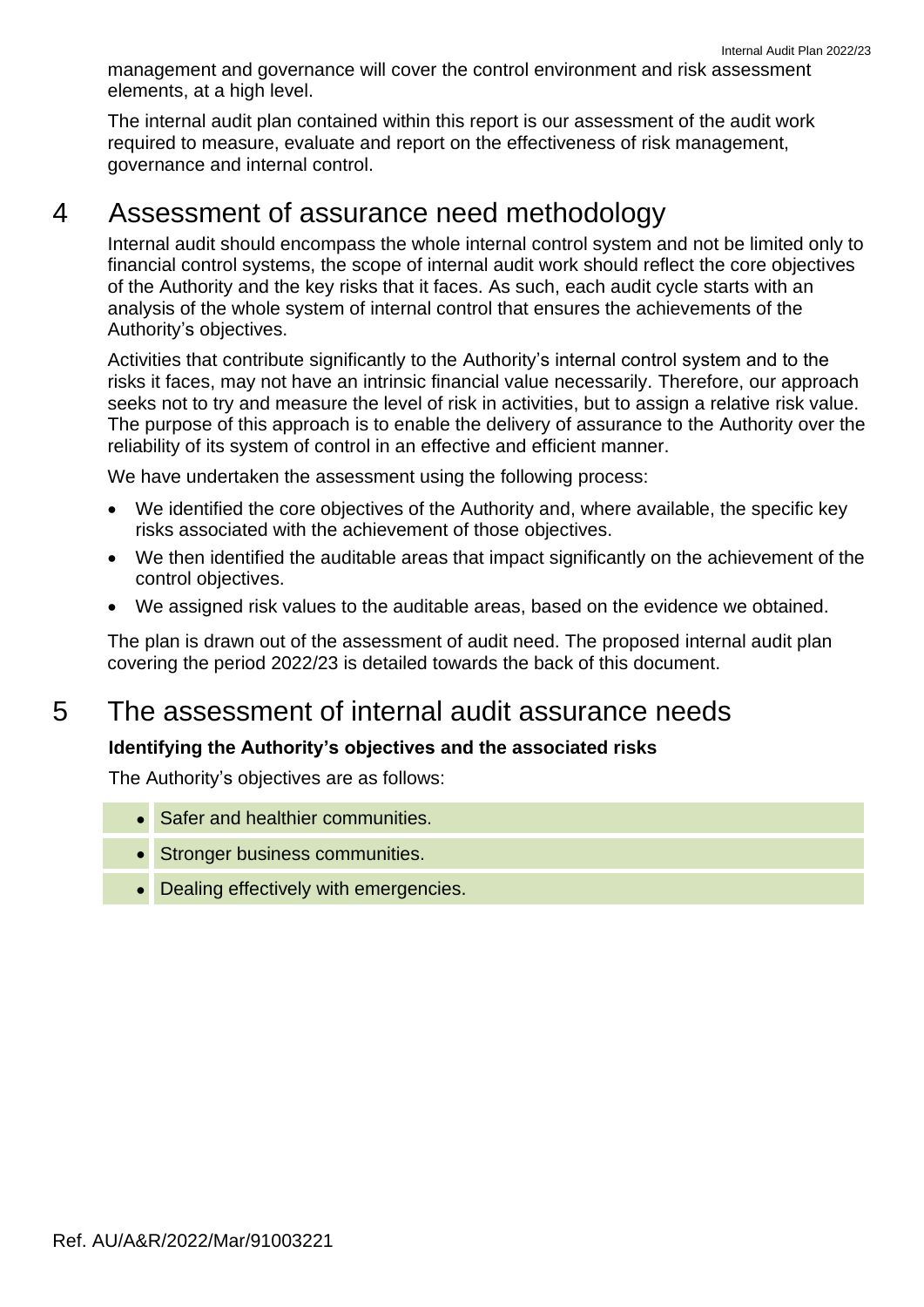management and governance will cover the control environment and risk assessment elements, at a high level.

The internal audit plan contained within this report is our assessment of the audit work required to measure, evaluate and report on the effectiveness of risk management, governance and internal control.

# 4 Assessment of assurance need methodology

Internal audit should encompass the whole internal control system and not be limited only to financial control systems, the scope of internal audit work should reflect the core objectives of the Authority and the key risks that it faces. As such, each audit cycle starts with an analysis of the whole system of internal control that ensures the achievements of the Authority's objectives.

Activities that contribute significantly to the Authority's internal control system and to the risks it faces, may not have an intrinsic financial value necessarily. Therefore, our approach seeks not to try and measure the level of risk in activities, but to assign a relative risk value. The purpose of this approach is to enable the delivery of assurance to the Authority over the reliability of its system of control in an effective and efficient manner.

We have undertaken the assessment using the following process:

- We identified the core objectives of the Authority and, where available, the specific key risks associated with the achievement of those objectives.
- We then identified the auditable areas that impact significantly on the achievement of the control objectives.
- We assigned risk values to the auditable areas, based on the evidence we obtained.

The plan is drawn out of the assessment of audit need. The proposed internal audit plan covering the period 2022/23 is detailed towards the back of this document.

# 5 The assessment of internal audit assurance needs

**Identifying the Authority's objectives and the associated risks**

The Authority's objectives are as follows:

- Safer and healthier communities.
- Stronger business communities.
- Dealing effectively with emergencies.

Ref. AU/A&R/2022/Mar/91003221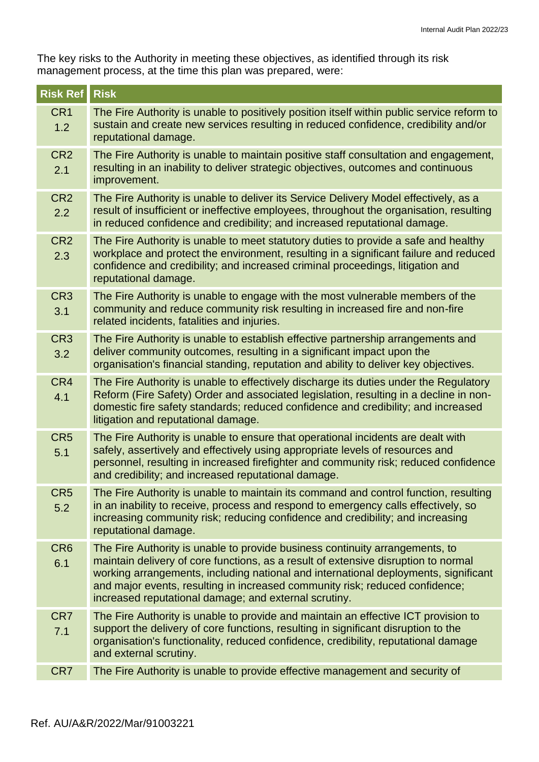The key risks to the Authority in meeting these objectives, as identified through its risk management process, at the time this plan was prepared, were:

| Risk Ref | Risk |
|---|---|
| CR1 1.2 | The Fire Authority is unable to positively position itself within public service reform to sustain and create new services resulting in reduced confidence, credibility and/or reputational damage. |
| CR2 2.1 | The Fire Authority is unable to maintain positive staff consultation and engagement, resulting in an inability to deliver strategic objectives, outcomes and continuous improvement. |
| CR2 2.2 | The Fire Authority is unable to deliver its Service Delivery Model effectively, as a result of insufficient or ineffective employees, throughout the organisation, resulting in reduced confidence and credibility; and increased reputational damage. |
| CR2 2.3 | The Fire Authority is unable to meet statutory duties to provide a safe and healthy workplace and protect the environment, resulting in a significant failure and reduced confidence and credibility; and increased criminal proceedings, litigation and reputational damage. |
| CR3 3.1 | The Fire Authority is unable to engage with the most vulnerable members of the community and reduce community risk resulting in increased fire and non-fire related incidents, fatalities and injuries. |
| CR3 3.2 | The Fire Authority is unable to establish effective partnership arrangements and deliver community outcomes, resulting in a significant impact upon the organisation's financial standing, reputation and ability to deliver key objectives. |
| CR4 4.1 | The Fire Authority is unable to effectively discharge its duties under the Regulatory Reform (Fire Safety) Order and associated legislation, resulting in a decline in non-domestic fire safety standards; reduced confidence and credibility; and increased litigation and reputational damage. |
| CR5 5.1 | The Fire Authority is unable to ensure that operational incidents are dealt with safely, assertively and effectively using appropriate levels of resources and personnel, resulting in increased firefighter and community risk; reduced confidence and credibility; and increased reputational damage. |
| CR5 5.2 | The Fire Authority is unable to maintain its command and control function, resulting in an inability to receive, process and respond to emergency calls effectively, so increasing community risk; reducing confidence and credibility; and increasing reputational damage. |
| CR6 6.1 | The Fire Authority is unable to provide business continuity arrangements, to maintain delivery of core functions, as a result of extensive disruption to normal working arrangements, including national and international deployments, significant and major events, resulting in increased community risk; reduced confidence; increased reputational damage; and external scrutiny. |
| CR7 7.1 | The Fire Authority is unable to provide and maintain an effective ICT provision to support the delivery of core functions, resulting in significant disruption to the organisation's functionality, reduced confidence, credibility, reputational damage and external scrutiny. |
| CR7 | The Fire Authority is unable to provide effective management and security of |

Ref. AU/A&R/2022/Mar/91003221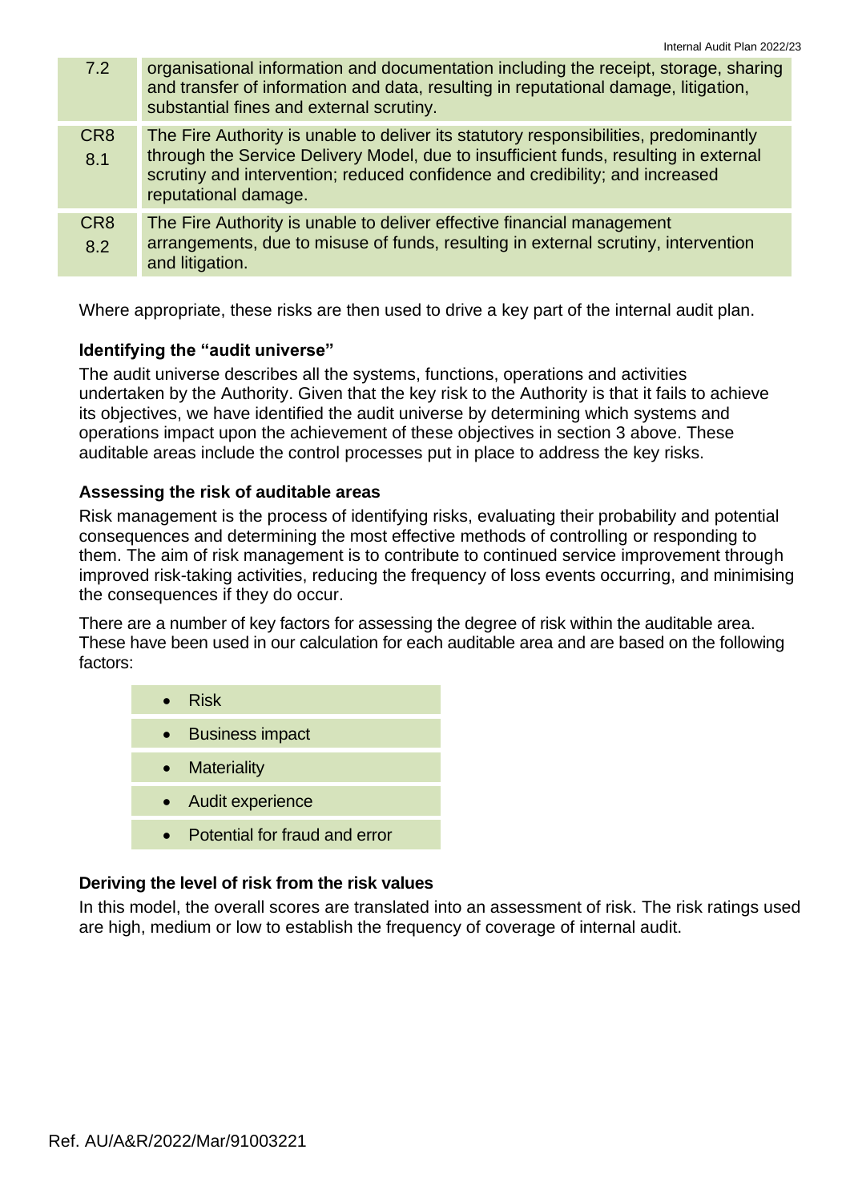| | |
|---|---|
| 7.2 | organisational information and documentation including the receipt, storage, sharing and transfer of information and data, resulting in reputational damage, litigation, substantial fines and external scrutiny. |
| CR8 8.1 | The Fire Authority is unable to deliver its statutory responsibilities, predominantly through the Service Delivery Model, due to insufficient funds, resulting in external scrutiny and intervention; reduced confidence and credibility; and increased reputational damage. |
| CR8 8.2 | The Fire Authority is unable to deliver effective financial management arrangements, due to misuse of funds, resulting in external scrutiny, intervention and litigation. |

Where appropriate, these risks are then used to drive a key part of the internal audit plan.

### Identifying the "audit universe"

The audit universe describes all the systems, functions, operations and activities undertaken by the Authority. Given that the key risk to the Authority is that it fails to achieve its objectives, we have identified the audit universe by determining which systems and operations impact upon the achievement of these objectives in section 3 above. These auditable areas include the control processes put in place to address the key risks.

### Assessing the risk of auditable areas

Risk management is the process of identifying risks, evaluating their probability and potential consequences and determining the most effective methods of controlling or responding to them. The aim of risk management is to contribute to continued service improvement through improved risk-taking activities, reducing the frequency of loss events occurring, and minimising the consequences if they do occur.

There are a number of key factors for assessing the degree of risk within the auditable area. These have been used in our calculation for each auditable area and are based on the following factors:

- Risk
- Business impact
- Materiality
- Audit experience
- Potential for fraud and error

### Deriving the level of risk from the risk values

In this model, the overall scores are translated into an assessment of risk. The risk ratings used are high, medium or low to establish the frequency of coverage of internal audit.

Ref. AU/A&R/2022/Mar/91003221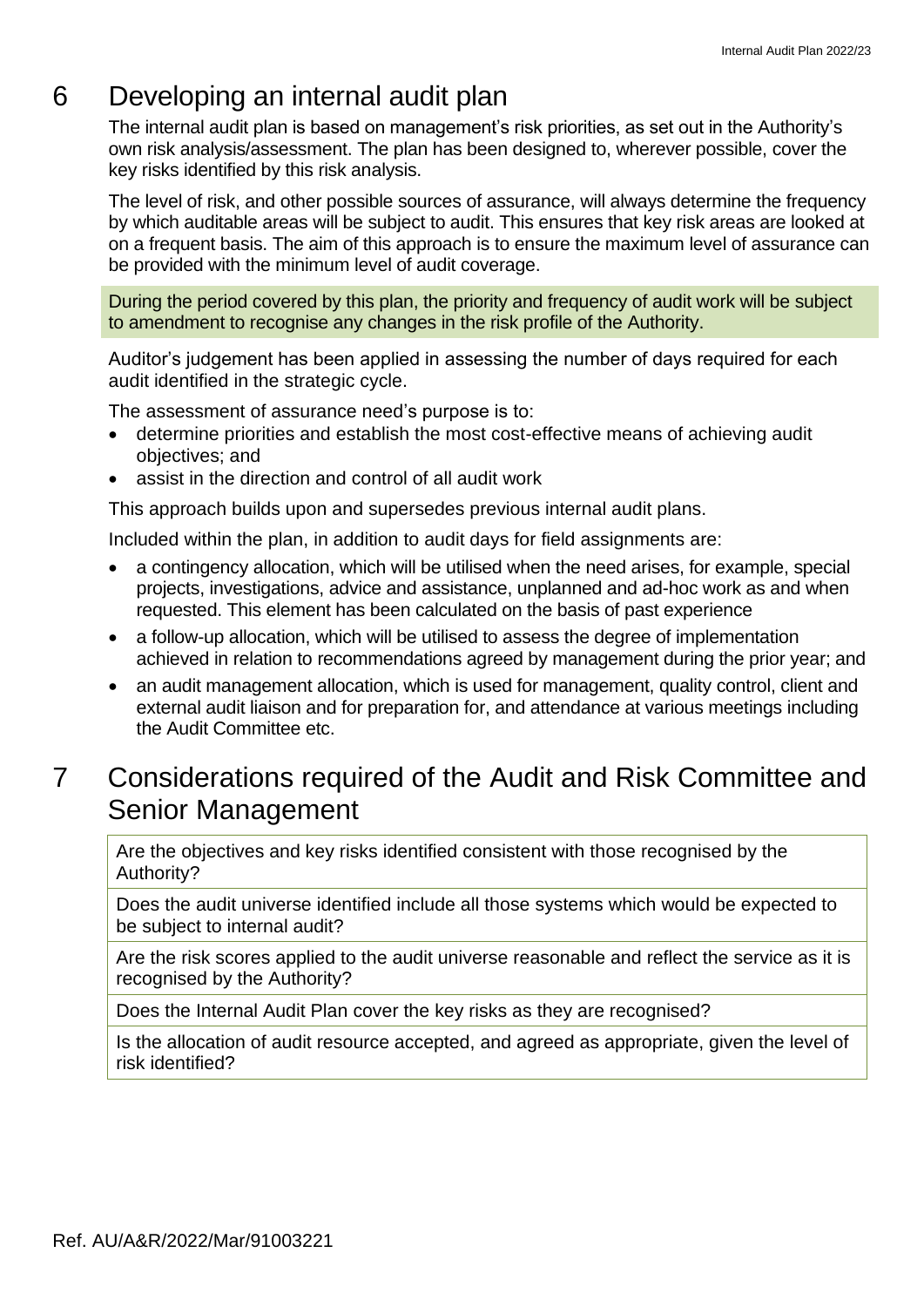# 6 Developing an internal audit plan

The internal audit plan is based on management's risk priorities, as set out in the Authority's own risk analysis/assessment. The plan has been designed to, wherever possible, cover the key risks identified by this risk analysis.

The level of risk, and other possible sources of assurance, will always determine the frequency by which auditable areas will be subject to audit. This ensures that key risk areas are looked at on a frequent basis. The aim of this approach is to ensure the maximum level of assurance can be provided with the minimum level of audit coverage.

During the period covered by this plan, the priority and frequency of audit work will be subject to amendment to recognise any changes in the risk profile of the Authority.

Auditor's judgement has been applied in assessing the number of days required for each audit identified in the strategic cycle.

The assessment of assurance need's purpose is to:

- determine priorities and establish the most cost-effective means of achieving audit objectives; and
- assist in the direction and control of all audit work

This approach builds upon and supersedes previous internal audit plans.

Included within the plan, in addition to audit days for field assignments are:

- a contingency allocation, which will be utilised when the need arises, for example, special projects, investigations, advice and assistance, unplanned and ad-hoc work as and when requested. This element has been calculated on the basis of past experience
- a follow-up allocation, which will be utilised to assess the degree of implementation achieved in relation to recommendations agreed by management during the prior year; and
- an audit management allocation, which is used for management, quality control, client and external audit liaison and for preparation for, and attendance at various meetings including the Audit Committee etc.

# 7 Considerations required of the Audit and Risk Committee and Senior Management

| |
|---|
| Are the objectives and key risks identified consistent with those recognised by the Authority? |
| Does the audit universe identified include all those systems which would be expected to be subject to internal audit? |
| Are the risk scores applied to the audit universe reasonable and reflect the service as it is recognised by the Authority? |
| Does the Internal Audit Plan cover the key risks as they are recognised? |
| Is the allocation of audit resource accepted, and agreed as appropriate, given the level of risk identified? |

Ref. AU/A&R/2022/Mar/91003221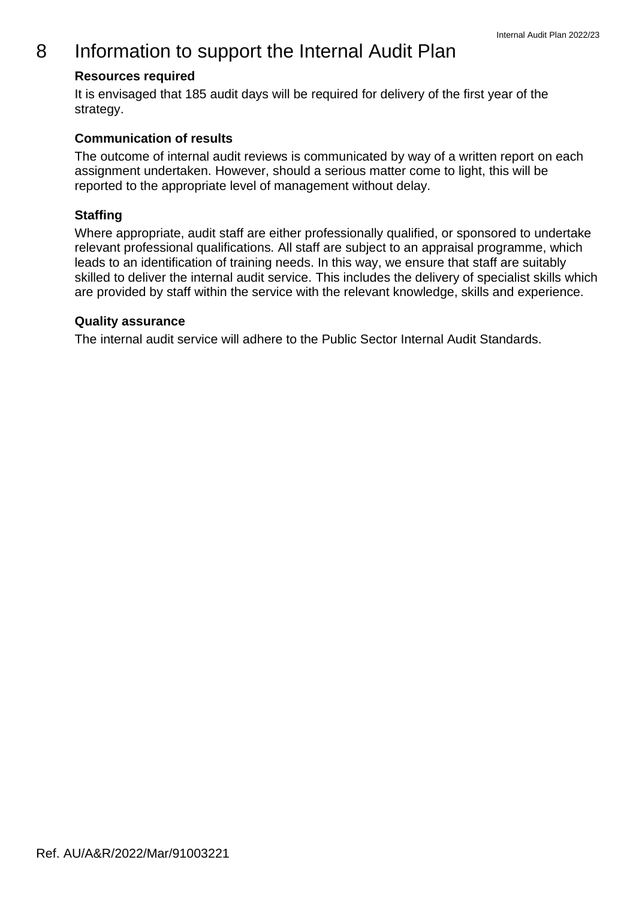# 8 Information to support the Internal Audit Plan

**Resources required**

It is envisaged that 185 audit days will be required for delivery of the first year of the strategy.

**Communication of results**

The outcome of internal audit reviews is communicated by way of a written report on each assignment undertaken. However, should a serious matter come to light, this will be reported to the appropriate level of management without delay.

**Staffing**

Where appropriate, audit staff are either professionally qualified, or sponsored to undertake relevant professional qualifications. All staff are subject to an appraisal programme, which leads to an identification of training needs. In this way, we ensure that staff are suitably skilled to deliver the internal audit service. This includes the delivery of specialist skills which are provided by staff within the service with the relevant knowledge, skills and experience.

**Quality assurance**

The internal audit service will adhere to the Public Sector Internal Audit Standards.

Ref. AU/A&R/2022/Mar/91003221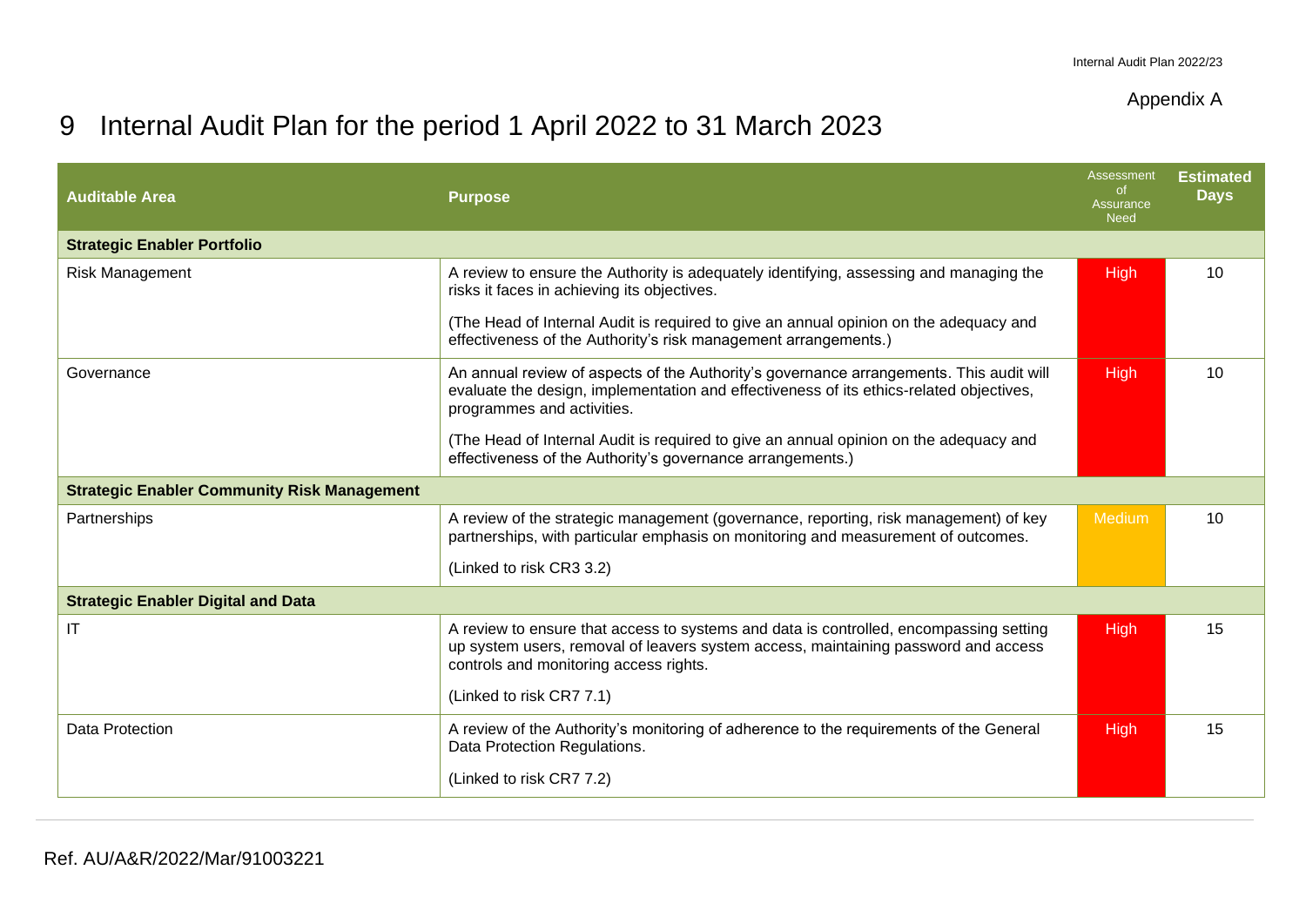Appendix A

# 9 Internal Audit Plan for the period 1 April 2022 to 31 March 2023

| Auditable Area | Purpose | Assessment of Assurance Need | Estimated Days |
|---|---|---|---|
| **Strategic Enabler Portfolio** | | | |
| Risk Management | A review to ensure the Authority is adequately identifying, assessing and managing the risks it faces in achieving its objectives.<br><br>(The Head of Internal Audit is required to give an annual opinion on the adequacy and effectiveness of the Authority's risk management arrangements.) | High | 10 |
| Governance | An annual review of aspects of the Authority's governance arrangements. This audit will evaluate the design, implementation and effectiveness of its ethics-related objectives, programmes and activities.<br><br>(The Head of Internal Audit is required to give an annual opinion on the adequacy and effectiveness of the Authority's governance arrangements.) | High | 10 |
| **Strategic Enabler Community Risk Management** | | | |
| Partnerships | A review of the strategic management (governance, reporting, risk management) of key partnerships, with particular emphasis on monitoring and measurement of outcomes.<br><br>(Linked to risk CR3 3.2) | Medium | 10 |
| **Strategic Enabler Digital and Data** | | | |
| IT | A review to ensure that access to systems and data is controlled, encompassing setting up system users, removal of leavers system access, maintaining password and access controls and monitoring access rights.<br><br>(Linked to risk CR7 7.1) | High | 15 |
| Data Protection | A review of the Authority's monitoring of adherence to the requirements of the General Data Protection Regulations.<br><br>(Linked to risk CR7 7.2) | High | 15 |

Ref. AU/A&R/2022/Mar/91003221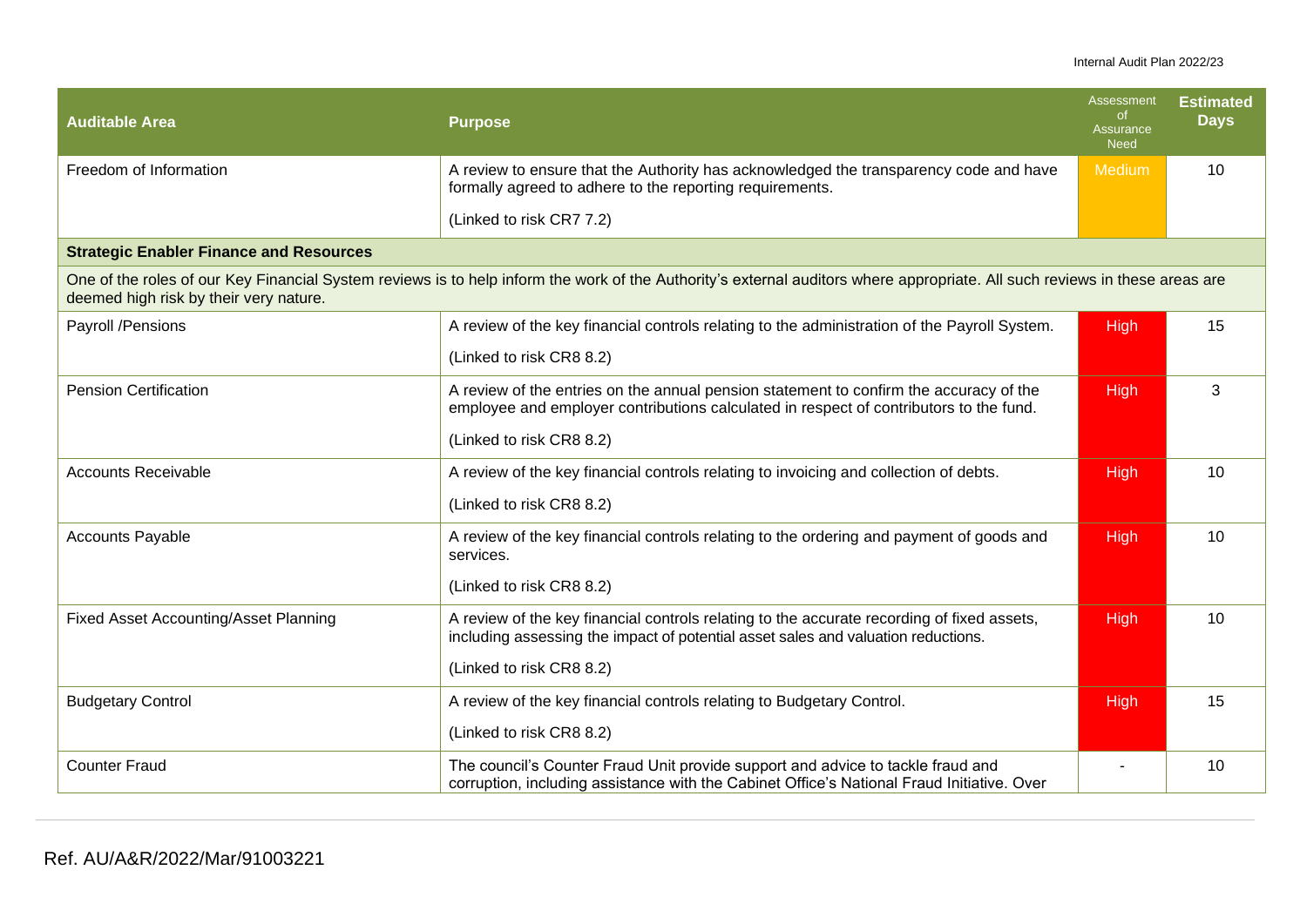| Auditable Area | Purpose | Assessment of Assurance Need | Estimated Days |
|---|---|---|---|
| Freedom of Information | A review to ensure that the Authority has acknowledged the transparency code and have formally agreed to adhere to the reporting requirements.<br><br>(Linked to risk CR7 7.2) | Medium | 10 |
| **Strategic Enabler Finance and Resources** | | | |
| One of the roles of our Key Financial System reviews is to help inform the work of the Authority's external auditors where appropriate. All such reviews in these areas are deemed high risk by their very nature. | | | |
| Payroll /Pensions | A review of the key financial controls relating to the administration of the Payroll System.<br><br>(Linked to risk CR8 8.2) | High | 15 |
| Pension Certification | A review of the entries on the annual pension statement to confirm the accuracy of the employee and employer contributions calculated in respect of contributors to the fund.<br><br>(Linked to risk CR8 8.2) | High | 3 |
| Accounts Receivable | A review of the key financial controls relating to invoicing and collection of debts.<br><br>(Linked to risk CR8 8.2) | High | 10 |
| Accounts Payable | A review of the key financial controls relating to the ordering and payment of goods and services.<br><br>(Linked to risk CR8 8.2) | High | 10 |
| Fixed Asset Accounting/Asset Planning | A review of the key financial controls relating to the accurate recording of fixed assets, including assessing the impact of potential asset sales and valuation reductions.<br><br>(Linked to risk CR8 8.2) | High | 10 |
| Budgetary Control | A review of the key financial controls relating to Budgetary Control.<br><br>(Linked to risk CR8 8.2) | High | 15 |
| Counter Fraud | The council's Counter Fraud Unit provide support and advice to tackle fraud and corruption, including assistance with the Cabinet Office's National Fraud Initiative. Over | - | 10 |

Ref. AU/A&R/2022/Mar/91003221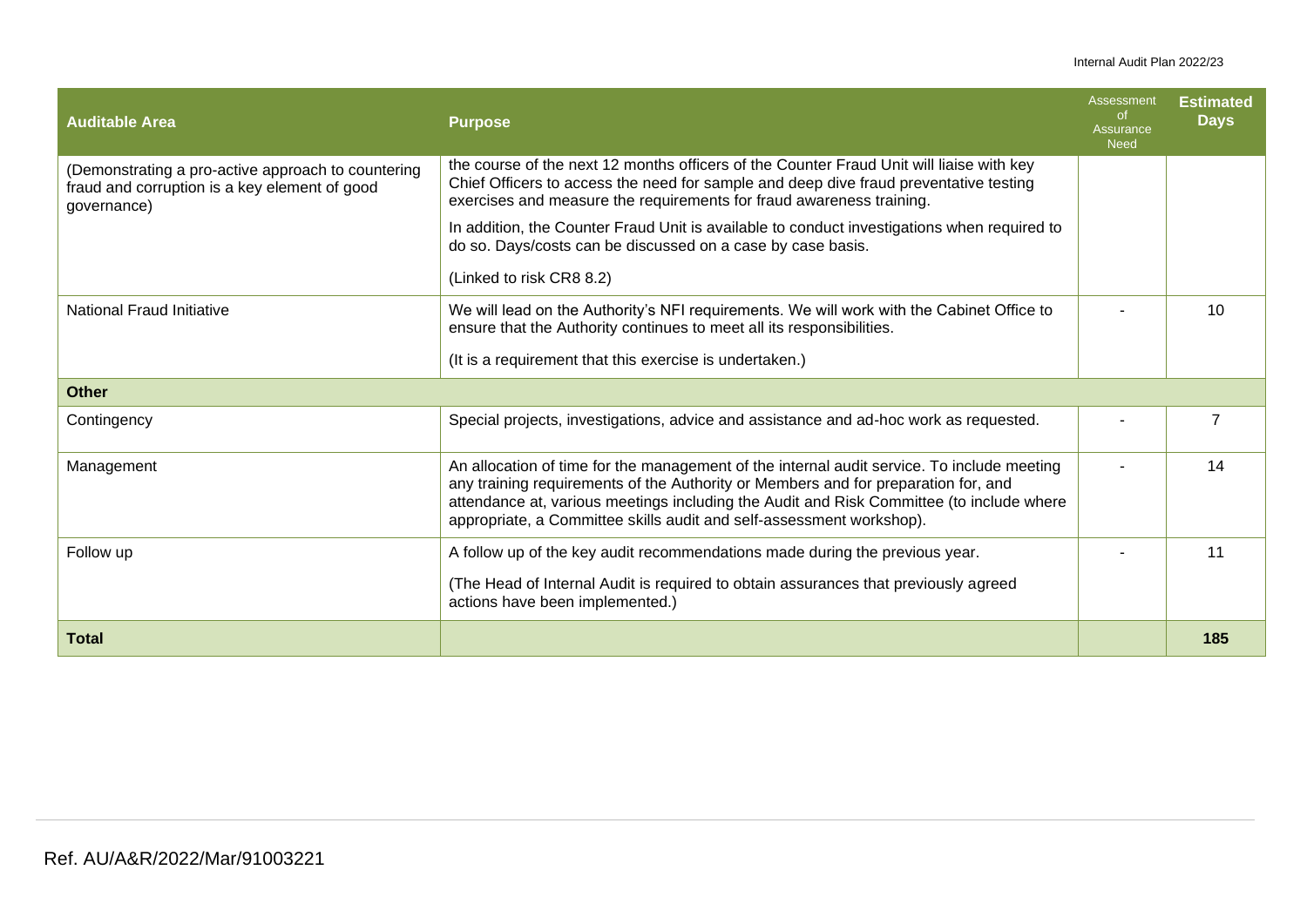| Auditable Area | Purpose | Assessment of Assurance Need | Estimated Days |
|---|---|---|---|
| (Demonstrating a pro-active approach to countering fraud and corruption is a key element of good governance) | the course of the next 12 months officers of the Counter Fraud Unit will liaise with key Chief Officers to access the need for sample and deep dive fraud preventative testing exercises and measure the requirements for fraud awareness training.<br><br>In addition, the Counter Fraud Unit is available to conduct investigations when required to do so. Days/costs can be discussed on a case by case basis.<br><br>(Linked to risk CR8 8.2) | | |
| National Fraud Initiative | We will lead on the Authority's NFI requirements. We will work with the Cabinet Office to ensure that the Authority continues to meet all its responsibilities.<br><br>(It is a requirement that this exercise is undertaken.) | - | 10 |
| **Other** | | | |
| Contingency | Special projects, investigations, advice and assistance and ad-hoc work as requested. | - | 7 |
| Management | An allocation of time for the management of the internal audit service. To include meeting any training requirements of the Authority or Members and for preparation for, and attendance at, various meetings including the Audit and Risk Committee (to include where appropriate, a Committee skills audit and self-assessment workshop). | - | 14 |
| Follow up | A follow up of the key audit recommendations made during the previous year.<br><br>(The Head of Internal Audit is required to obtain assurances that previously agreed actions have been implemented.) | - | 11 |
| **Total** | | | **185** |

Ref. AU/A&R/2022/Mar/91003221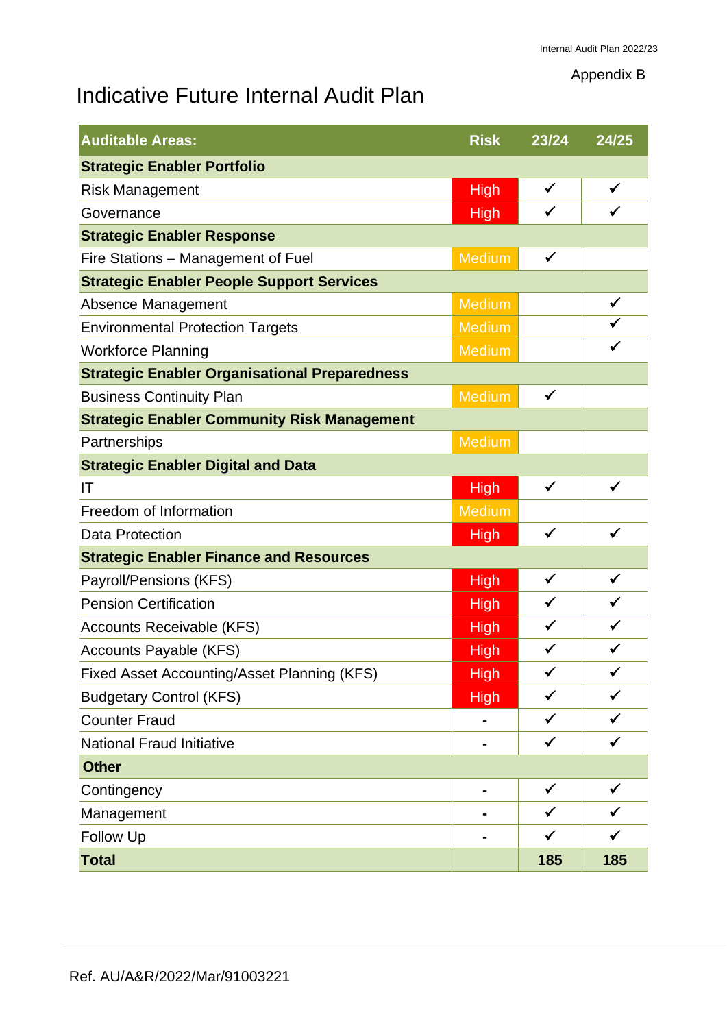Appendix B

# Indicative Future Internal Audit Plan

| Auditable Areas: | Risk | 23/24 | 24/25 |
|---|---|---|---|
| **Strategic Enabler Portfolio** | | | |
| Risk Management | High | ✓ | ✓ |
| Governance | High | ✓ | ✓ |
| **Strategic Enabler Response** | | | |
| Fire Stations – Management of Fuel | Medium | ✓ | |
| **Strategic Enabler People Support Services** | | | |
| Absence Management | Medium | | ✓ |
| Environmental Protection Targets | Medium | | ✓ |
| Workforce Planning | Medium | | ✓ |
| **Strategic Enabler Organisational Preparedness** | | | |
| Business Continuity Plan | Medium | ✓ | |
| **Strategic Enabler Community Risk Management** | | | |
| Partnerships | Medium | | |
| **Strategic Enabler Digital and Data** | | | |
| IT | High | ✓ | ✓ |
| Freedom of Information | Medium | | |
| Data Protection | High | ✓ | ✓ |
| **Strategic Enabler Finance and Resources** | | | |
| Payroll/Pensions (KFS) | High | ✓ | ✓ |
| Pension Certification | High | ✓ | ✓ |
| Accounts Receivable (KFS) | High | ✓ | ✓ |
| Accounts Payable (KFS) | High | ✓ | ✓ |
| Fixed Asset Accounting/Asset Planning (KFS) | High | ✓ | ✓ |
| Budgetary Control (KFS) | High | ✓ | ✓ |
| Counter Fraud | - | ✓ | ✓ |
| National Fraud Initiative | - | ✓ | ✓ |
| **Other** | | | |
| Contingency | - | ✓ | ✓ |
| Management | - | ✓ | ✓ |
| Follow Up | - | ✓ | ✓ |
| **Total** | | **185** | **185** |

Ref. AU/A&R/2022/Mar/91003221